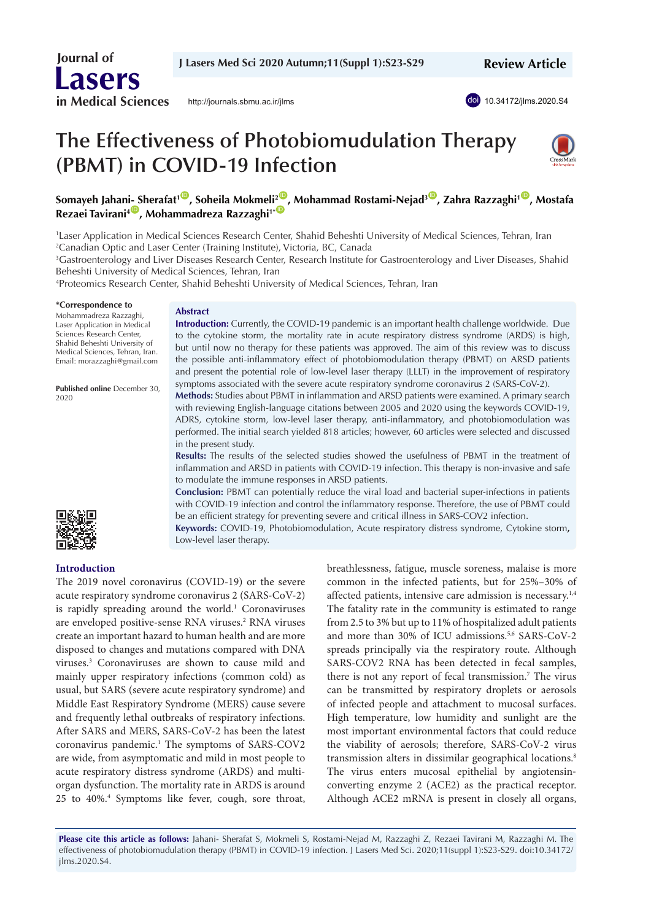Review Article

# The Effectiveness of Photobiomudulation Therapy (PBMT) in COVID-19 Infection

**Somayeh Jahani- Sherafat[1], Soheila Mokmeli[2], Mohammad Rostami-Nejad[3], Zahra Razzaghi[1], Mostafa Rezaei Tavirani[4], Mohammadreza Razzaghi[1*]**

[1]Laser Application in Medical Sciences Research Center, Shahid Beheshti University of Medical Sciences, Tehran, Iran
[2]Canadian Optic and Laser Center (Training Institute), Victoria, BC, Canada
[3]Gastroenterology and Liver Diseases Research Center, Research Institute for Gastroenterology and Liver Diseases, Shahid Beheshti University of Medical Sciences, Tehran, Iran
[4]Proteomics Research Center, Shahid Beheshti University of Medical Sciences, Tehran, Iran

**\*Correspondence to**
Mohammadreza Razzaghi, Laser Application in Medical Sciences Research Center, Shahid Beheshti University of Medical Sciences, Tehran, Iran.
Email: morazzaghi@gmail.com

**Published online** December 30, 2020

## Abstract

**Introduction:** Currently, the COVID-19 pandemic is an important health challenge worldwide. Due to the cytokine storm, the mortality rate in acute respiratory distress syndrome (ARDS) is high, but until now no therapy for these patients was approved. The aim of this review was to discuss the possible anti-inflammatory effect of photobiomodulation therapy (PBMT) on ARSD patients and present the potential role of low-level laser therapy (LLLT) in the improvement of respiratory symptoms associated with the severe acute respiratory syndrome coronavirus 2 (SARS-CoV-2).

**Methods:** Studies about PBMT in inflammation and ARSD patients were examined. A primary search with reviewing English-language citations between 2005 and 2020 using the keywords COVID-19, ADRS, cytokine storm, low-level laser therapy, anti-inflammatory, and photobiomodulation was performed. The initial search yielded 818 articles; however, 60 articles were selected and discussed in the present study.

**Results:** The results of the selected studies showed the usefulness of PBMT in the treatment of inflammation and ARSD in patients with COVID-19 infection. This therapy is non-invasive and safe to modulate the immune responses in ARSD patients.

**Conclusion:** PBMT can potentially reduce the viral load and bacterial super-infections in patients with COVID-19 infection and control the inflammatory response. Therefore, the use of PBMT could be an efficient strategy for preventing severe and critical illness in SARS-COV2 infection.

**Keywords:** COVID-19, Photobiomodulation, Acute respiratory distress syndrome, Cytokine storm, Low-level laser therapy.

## Introduction

The 2019 novel coronavirus (COVID-19) or the severe acute respiratory syndrome coronavirus 2 (SARS-CoV-2) is rapidly spreading around the world.[1] Coronaviruses are enveloped positive-sense RNA viruses.[2] RNA viruses create an important hazard to human health and are more disposed to changes and mutations compared with DNA viruses.[3] Coronaviruses are shown to cause mild and mainly upper respiratory infections (common cold) as usual, but SARS (severe acute respiratory syndrome) and Middle East Respiratory Syndrome (MERS) cause severe and frequently lethal outbreaks of respiratory infections. After SARS and MERS, SARS-CoV-2 has been the latest coronavirus pandemic.[1] The symptoms of SARS-COV2 are wide, from asymptomatic and mild in most people to acute respiratory distress syndrome (ARDS) and multi-organ dysfunction. The mortality rate in ARDS is around 25 to 40%.[4] Symptoms like fever, cough, sore throat, breathlessness, fatigue, muscle soreness, malaise is more common in the infected patients, but for 25%–30% of affected patients, intensive care admission is necessary.[1,4] The fatality rate in the community is estimated to range from 2.5 to 3% but up to 11% of hospitalized adult patients and more than 30% of ICU admissions.[5,6] SARS-CoV-2 spreads principally via the respiratory route. Although SARS-COV2 RNA has been detected in fecal samples, there is not any report of fecal transmission.[7] The virus can be transmitted by respiratory droplets or aerosols of infected people and attachment to mucosal surfaces. High temperature, low humidity and sunlight are the most important environmental factors that could reduce the viability of aerosols; therefore, SARS-CoV-2 virus transmission alters in dissimilar geographical locations.[8] The virus enters mucosal epithelial by angiotensin-converting enzyme 2 (ACE2) as the practical receptor. Although ACE2 mRNA is present in closely all organs,

**Please cite this article as follows:** Jahani- Sherafat S, Mokmeli S, Rostami-Nejad M, Razzaghi Z, Rezaei Tavirani M, Razzaghi M. The effectiveness of photobiomudulation therapy (PBMT) in COVID-19 infection. J Lasers Med Sci. 2020;11(suppl 1):S23-S29. doi:10.34172/jlms.2020.S4.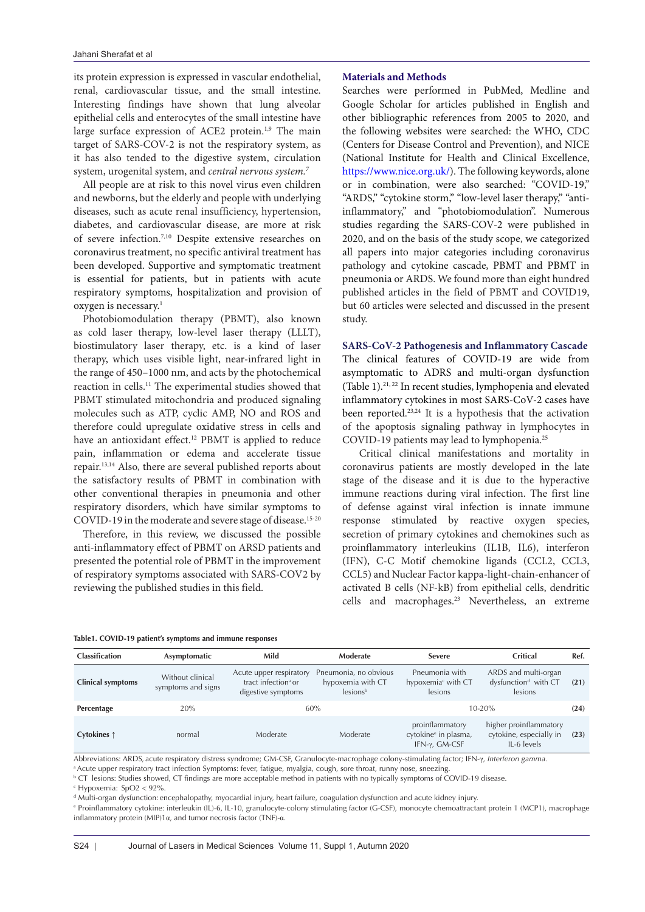its protein expression is expressed in vascular endothelial, renal, cardiovascular tissue, and the small intestine. Interesting findings have shown that lung alveolar epithelial cells and enterocytes of the small intestine have large surface expression of ACE2 protein.[1,9] The main target of SARS-COV-2 is not the respiratory system, as it has also tended to the digestive system, circulation system, urogenital system, and *central nervous system.*[7]

All people are at risk to this novel virus even children and newborns, but the elderly and people with underlying diseases, such as acute renal insufficiency, hypertension, diabetes, and cardiovascular disease, are more at risk of severe infection.[7,10] Despite extensive researches on coronavirus treatment, no specific antiviral treatment has been developed. Supportive and symptomatic treatment is essential for patients, but in patients with acute respiratory symptoms, hospitalization and provision of oxygen is necessary.[1]

Photobiomodulation therapy (PBMT), also known as cold laser therapy, low-level laser therapy (LLLT), biostimulatory laser therapy, etc. is a kind of laser therapy, which uses visible light, near-infrared light in the range of 450–1000 nm, and acts by the photochemical reaction in cells.[11] The experimental studies showed that PBMT stimulated mitochondria and produced signaling molecules such as ATP, cyclic AMP, NO and ROS and therefore could upregulate oxidative stress in cells and have an antioxidant effect.[12] PBMT is applied to reduce pain, inflammation or edema and accelerate tissue repair.[13,14] Also, there are several published reports about the satisfactory results of PBMT in combination with other conventional therapies in pneumonia and other respiratory disorders, which have similar symptoms to COVID-19 in the moderate and severe stage of disease.[15-20]

Therefore, in this review, we discussed the possible anti-inflammatory effect of PBMT on ARSD patients and presented the potential role of PBMT in the improvement of respiratory symptoms associated with SARS-COV2 by reviewing the published studies in this field.

## Materials and Methods

Searches were performed in PubMed, Medline and Google Scholar for articles published in English and other bibliographic references from 2005 to 2020, and the following websites were searched: the WHO, CDC (Centers for Disease Control and Prevention), and NICE (National Institute for Health and Clinical Excellence, https://www.nice.org.uk/). The following keywords, alone or in combination, were also searched: "COVID-19," "ARDS," "cytokine storm," "low-level laser therapy," "anti-inflammatory," and "photobiomodulation". Numerous studies regarding the SARS-COV-2 were published in 2020, and on the basis of the study scope, we categorized all papers into major categories including coronavirus pathology and cytokine cascade, PBMT and PBMT in pneumonia or ARDS. We found more than eight hundred published articles in the field of PBMT and COVID19, but 60 articles were selected and discussed in the present study.

## SARS-CoV-2 Pathogenesis and Inflammatory Cascade

The clinical features of COVID-19 are wide from asymptomatic to ADRS and multi-organ dysfunction (Table 1).[21, 22] In recent studies, lymphopenia and elevated inflammatory cytokines in most SARS-CoV-2 cases have been reported.[23,24] It is a hypothesis that the activation of the apoptosis signaling pathway in lymphocytes in COVID-19 patients may lead to lymphopenia.[25]

Critical clinical manifestations and mortality in coronavirus patients are mostly developed in the late stage of the disease and it is due to the hyperactive immune reactions during viral infection. The first line of defense against viral infection is innate immune response stimulated by reactive oxygen species, secretion of primary cytokines and chemokines such as proinflammatory interleukins (IL1B, IL6), interferon (IFN), C-C Motif chemokine ligands (CCL2, CCL3, CCL5) and Nuclear Factor kappa-light-chain-enhancer of activated B cells (NF-kB) from epithelial cells, dendritic cells and macrophages.[23] Nevertheless, an extreme

**Table1. COVID-19 patient's symptoms and immune responses**

| Classification | Asymptomatic | Mild | Moderate | Severe | Critical | Ref. |
|---|---|---|---|---|---|---|
| **Clinical symptoms** | Without clinical symptoms and signs | Acute upper respiratory tract infection[a] or digestive symptoms | Pneumonia, no obvious hypoxemia with CT lesions[b] | Pneumonia with hypoxemia[c] with CT lesions | ARDS and multi-organ dysfunction[d] with CT lesions | (21) |
| **Percentage** | 20% | 60% | | 10-20% | | (24) |
| **Cytokines ↑** | normal | Moderate | Moderate | proinflammatory cytokine[e] in plasma, IFN-γ, GM-CSF | higher proinflammatory cytokine, especially in IL-6 levels | (23) |

Abbreviations: ARDS, acute respiratory distress syndrome; GM-CSF, Granulocyte-macrophage colony-stimulating factor; IFN-γ, *Interferon gamma.*

[a] Acute upper respiratory tract infection Symptoms: fever, fatigue, myalgia, cough, sore throat, runny nose, sneezing.

[b] CT lesions: Studies showed, CT findings are more acceptable method in patients with no typically symptoms of COVID-19 disease.

[c] Hypoxemia: SpO2 < 92%.

[d] Multi-organ dysfunction: encephalopathy, myocardial injury, heart failure, coagulation dysfunction and acute kidney injury.

[e] Proinflammatory cytokine: interleukin (IL)-6, IL-10, granulocyte-colony stimulating factor (G-CSF), monocyte chemoattractant protein 1 (MCP1), macrophage inflammatory protein (MIP)1α, and tumor necrosis factor (TNF)-α.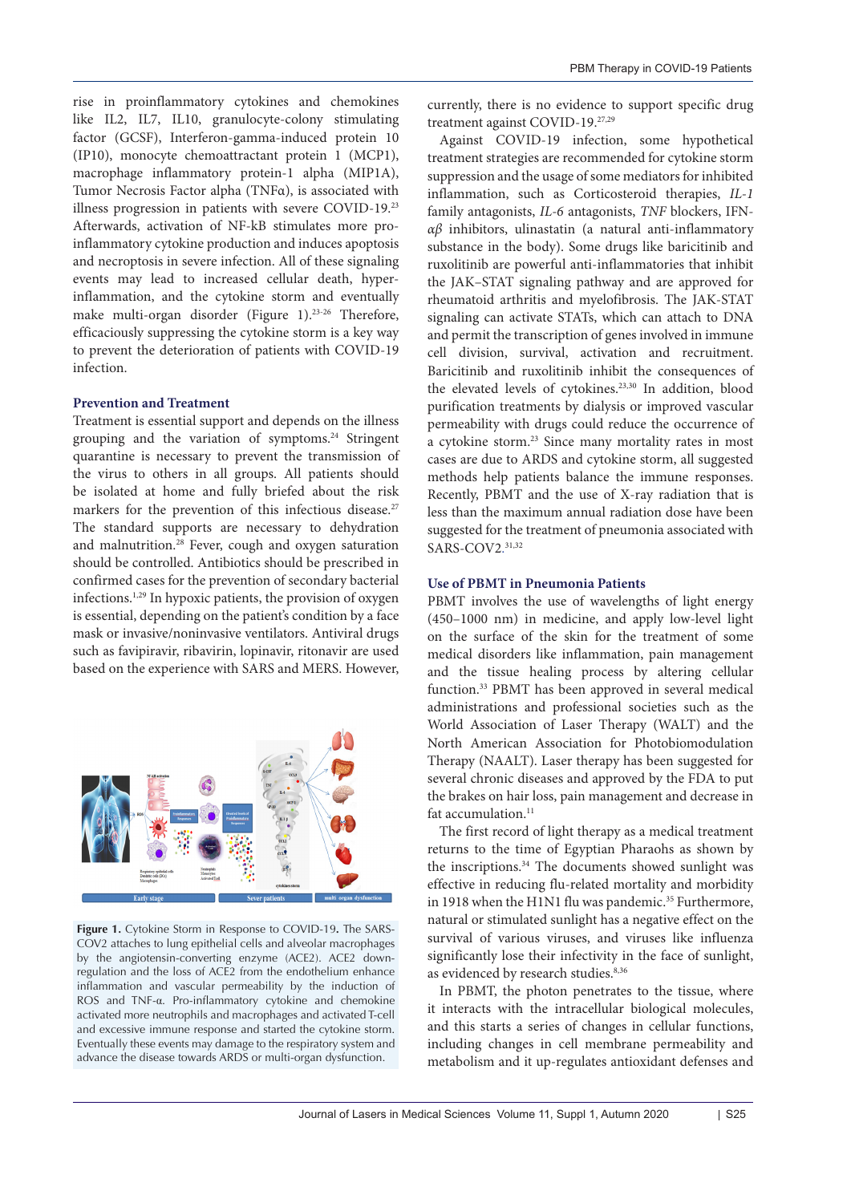rise in proinflammatory cytokines and chemokines like IL2, IL7, IL10, granulocyte-colony stimulating factor (GCSF), Interferon-gamma-induced protein 10 (IP10), monocyte chemoattractant protein 1 (MCP1), macrophage inflammatory protein-1 alpha (MIP1A), Tumor Necrosis Factor alpha (TNFα), is associated with illness progression in patients with severe COVID-19.[23] Afterwards, activation of NF-kB stimulates more pro-inflammatory cytokine production and induces apoptosis and necroptosis in severe infection. All of these signaling events may lead to increased cellular death, hyper-inflammation, and the cytokine storm and eventually make multi-organ disorder (Figure 1).[23-26] Therefore, efficaciously suppressing the cytokine storm is a key way to prevent the deterioration of patients with COVID-19 infection.

## Prevention and Treatment

Treatment is essential support and depends on the illness grouping and the variation of symptoms.[24] Stringent quarantine is necessary to prevent the transmission of the virus to others in all groups. All patients should be isolated at home and fully briefed about the risk markers for the prevention of this infectious disease.[27] The standard supports are necessary to dehydration and malnutrition.[28] Fever, cough and oxygen saturation should be controlled. Antibiotics should be prescribed in confirmed cases for the prevention of secondary bacterial infections.[1,29] In hypoxic patients, the provision of oxygen is essential, depending on the patient's condition by a face mask or invasive/noninvasive ventilators. Antiviral drugs such as favipiravir, ribavirin, lopinavir, ritonavir are used based on the experience with SARS and MERS. However, currently, there is no evidence to support specific drug treatment against COVID-19.[27,29]

**Figure 1.** Cytokine Storm in Response to COVID-19. The SARS-COV2 attaches to lung epithelial cells and alveolar macrophages by the angiotensin-converting enzyme (ACE2). ACE2 down-regulation and the loss of ACE2 from the endothelium enhance inflammation and vascular permeability by the induction of ROS and TNF-α. Pro-inflammatory cytokine and chemokine activated more neutrophils and macrophages and activated T-cell and excessive immune response and started the cytokine storm. Eventually these events may damage to the respiratory system and advance the disease towards ARDS or multi-organ dysfunction.

Against COVID-19 infection, some hypothetical treatment strategies are recommended for cytokine storm suppression and the usage of some mediators for inhibited inflammation, such as Corticosteroid therapies, *IL-1* family antagonists, *IL-6* antagonists, *TNF* blockers, IFN-*αβ* inhibitors, ulinastatin (a natural anti-inflammatory substance in the body). Some drugs like baricitinib and ruxolitinib are powerful anti-inflammatories that inhibit the JAK–STAT signaling pathway and are approved for rheumatoid arthritis and myelofibrosis. The JAK-STAT signaling can activate STATs, which can attach to DNA and permit the transcription of genes involved in immune cell division, survival, activation and recruitment. Baricitinib and ruxolitinib inhibit the consequences of the elevated levels of cytokines.[23,30] In addition, blood purification treatments by dialysis or improved vascular permeability with drugs could reduce the occurrence of a cytokine storm.[23] Since many mortality rates in most cases are due to ARDS and cytokine storm, all suggested methods help patients balance the immune responses. Recently, PBMT and the use of X-ray radiation that is less than the maximum annual radiation dose have been suggested for the treatment of pneumonia associated with SARS-COV2.[31,32]

## Use of PBMT in Pneumonia Patients

PBMT involves the use of wavelengths of light energy (450–1000 nm) in medicine, and apply low-level light on the surface of the skin for the treatment of some medical disorders like inflammation, pain management and the tissue healing process by altering cellular function.[33] PBMT has been approved in several medical administrations and professional societies such as the World Association of Laser Therapy (WALT) and the North American Association for Photobiomodulation Therapy (NAALT). Laser therapy has been suggested for several chronic diseases and approved by the FDA to put the brakes on hair loss, pain management and decrease in fat accumulation.[11]

The first record of light therapy as a medical treatment returns to the time of Egyptian Pharaohs as shown by the inscriptions.[34] The documents showed sunlight was effective in reducing flu-related mortality and morbidity in 1918 when the H1N1 flu was pandemic.[35] Furthermore, natural or stimulated sunlight has a negative effect on the survival of various viruses, and viruses like influenza significantly lose their infectivity in the face of sunlight, as evidenced by research studies.[8,36]

In PBMT, the photon penetrates to the tissue, where it interacts with the intracellular biological molecules, and this starts a series of changes in cellular functions, including changes in cell membrane permeability and metabolism and it up-regulates antioxidant defenses and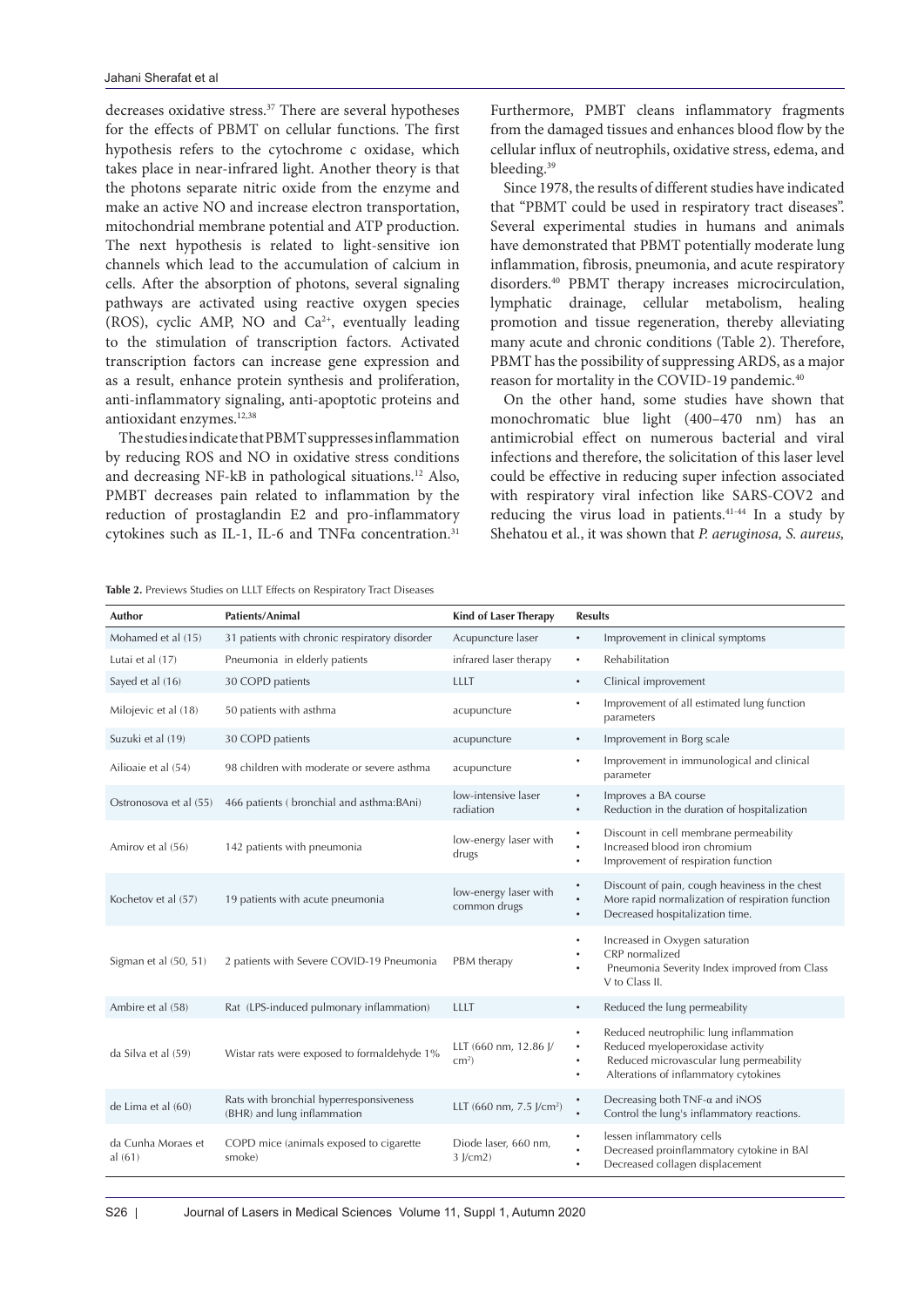decreases oxidative stress.[37] There are several hypotheses for the effects of PBMT on cellular functions. The first hypothesis refers to the cytochrome c oxidase, which takes place in near-infrared light. Another theory is that the photons separate nitric oxide from the enzyme and make an active NO and increase electron transportation, mitochondrial membrane potential and ATP production. The next hypothesis is related to light-sensitive ion channels which lead to the accumulation of calcium in cells. After the absorption of photons, several signaling pathways are activated using reactive oxygen species (ROS), cyclic AMP, NO and $Ca^{2+}$, eventually leading to the stimulation of transcription factors. Activated transcription factors can increase gene expression and as a result, enhance protein synthesis and proliferation, anti-inflammatory signaling, anti-apoptotic proteins and antioxidant enzymes.[12,38]

The studies indicate that PBMT suppresses inflammation by reducing ROS and NO in oxidative stress conditions and decreasing NF-kB in pathological situations.[12] Also, PMBT decreases pain related to inflammation by the reduction of prostaglandin E2 and pro-inflammatory cytokines such as IL-1, IL-6 and TNFα concentration.[31] Furthermore, PMBT cleans inflammatory fragments from the damaged tissues and enhances blood flow by the cellular influx of neutrophils, oxidative stress, edema, and bleeding.[39]

Since 1978, the results of different studies have indicated that "PBMT could be used in respiratory tract diseases". Several experimental studies in humans and animals have demonstrated that PBMT potentially moderate lung inflammation, fibrosis, pneumonia, and acute respiratory disorders.[40] PBMT therapy increases microcirculation, lymphatic drainage, cellular metabolism, healing promotion and tissue regeneration, thereby alleviating many acute and chronic conditions (Table 2). Therefore, PBMT has the possibility of suppressing ARDS, as a major reason for mortality in the COVID-19 pandemic.[40]

On the other hand, some studies have shown that monochromatic blue light (400–470 nm) has an antimicrobial effect on numerous bacterial and viral infections and therefore, the solicitation of this laser level could be effective in reducing super infection associated with respiratory viral infection like SARS-COV2 and reducing the virus load in patients.[41-44] In a study by Shehatou et al., it was shown that *P. aeruginosa, S. aureus,*

**Table 2.** Previews Studies on LLLT Effects on Respiratory Tract Diseases

| Author | Patients/Animal | Kind of Laser Therapy | Results |
|---|---|---|---|
| Mohamed et al (15) | 31 patients with chronic respiratory disorder | Acupuncture laser | • Improvement in clinical symptoms |
| Lutai et al (17) | Pneumonia in elderly patients | infrared laser therapy | • Rehabilitation |
| Sayed et al (16) | 30 COPD patients | LLLT | • Clinical improvement |
| Milojevic et al (18) | 50 patients with asthma | acupuncture | • Improvement of all estimated lung function parameters |
| Suzuki et al (19) | 30 COPD patients | acupuncture | • Improvement in Borg scale |
| Ailioaie et al (54) | 98 children with moderate or severe asthma | acupuncture | • Improvement in immunological and clinical parameter |
| Ostronosova et al (55) | 466 patients ( bronchial and asthma:BAni) | low-intensive laser radiation | • Improves a BA course<br>• Reduction in the duration of hospitalization |
| Amirov et al (56) | 142 patients with pneumonia | low-energy laser with drugs | • Discount in cell membrane permeability<br>• Increased blood iron chromium<br>• Improvement of respiration function |
| Kochetov et al (57) | 19 patients with acute pneumonia | low-energy laser with common drugs | • Discount of pain, cough heaviness in the chest<br>• More rapid normalization of respiration function<br>• Decreased hospitalization time. |
| Sigman et al (50, 51) | 2 patients with Severe COVID-19 Pneumonia | PBM therapy | • Increased in Oxygen saturation<br>• CRP normalized<br>• Pneumonia Severity Index improved from Class V to Class II. |
| Ambire et al (58) | Rat (LPS-induced pulmonary inflammation) | LLLT | • Reduced the lung permeability |
| da Silva et al (59) | Wistar rats were exposed to formaldehyde 1% | LLT (660 nm, 12.86 J/$cm^2$) | • Reduced neutrophilic lung inflammation<br>• Reduced myeloperoxidase activity<br>• Reduced microvascular lung permeability<br>• Alterations of inflammatory cytokines |
| de Lima et al (60) | Rats with bronchial hyperresponsiveness (BHR) and lung inflammation | LLT (660 nm, 7.5 J/$cm^2$) | • Decreasing both TNF-α and iNOS<br>• Control the lung's inflammatory reactions. |
| da Cunha Moraes et al (61) | COPD mice (animals exposed to cigarette smoke) | Diode laser, 660 nm, 3 J/cm2) | • lessen inflammatory cells<br>• Decreased proinflammatory cytokine in BAl<br>• Decreased collagen displacement |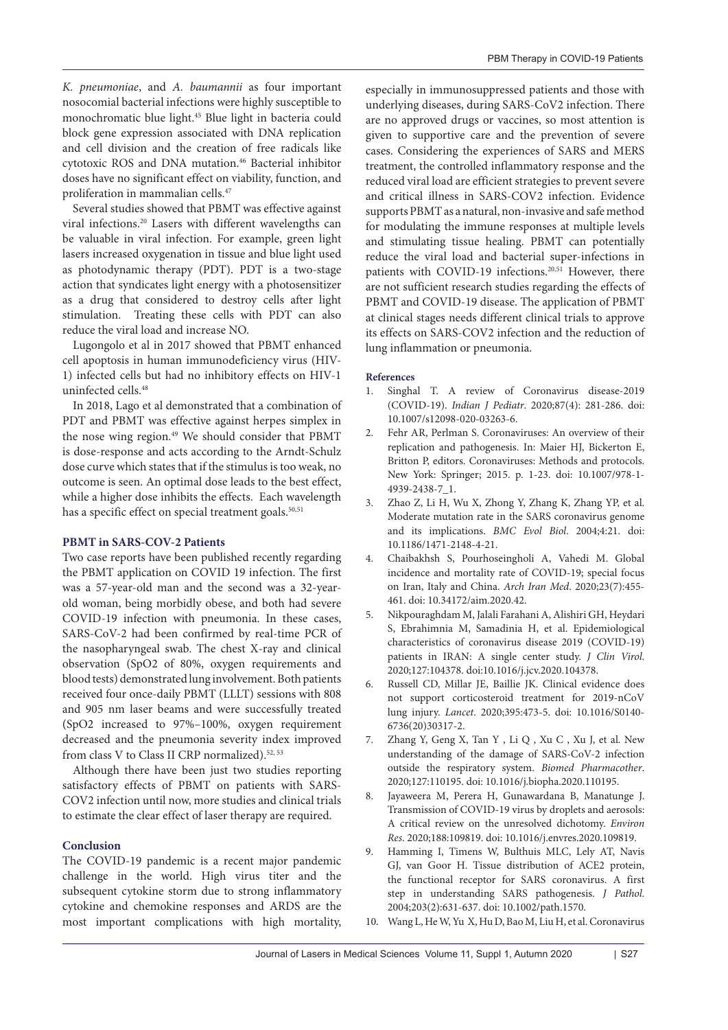*K. pneumoniae*, and *A. baumannii* as four important nosocomial bacterial infections were highly susceptible to monochromatic blue light.[45] Blue light in bacteria could block gene expression associated with DNA replication and cell division and the creation of free radicals like cytotoxic ROS and DNA mutation.[46] Bacterial inhibitor doses have no significant effect on viability, function, and proliferation in mammalian cells.[47]

Several studies showed that PBMT was effective against viral infections.[20] Lasers with different wavelengths can be valuable in viral infection. For example, green light lasers increased oxygenation in tissue and blue light used as photodynamic therapy (PDT). PDT is a two-stage action that syndicates light energy with a photosensitizer as a drug that considered to destroy cells after light stimulation. Treating these cells with PDT can also reduce the viral load and increase NO.

Lugongolo et al in 2017 showed that PBMT enhanced cell apoptosis in human immunodeficiency virus (HIV-1) infected cells but had no inhibitory effects on HIV-1 uninfected cells.[48]

In 2018, Lago et al demonstrated that a combination of PDT and PBMT was effective against herpes simplex in the nose wing region.[49] We should consider that PBMT is dose-response and acts according to the Arndt-Schulz dose curve which states that if the stimulus is too weak, no outcome is seen. An optimal dose leads to the best effect, while a higher dose inhibits the effects. Each wavelength has a specific effect on special treatment goals.[50,51]

### PBMT in SARS-COV-2 Patients

Two case reports have been published recently regarding the PBMT application on COVID 19 infection. The first was a 57-year-old man and the second was a 32-year-old woman, being morbidly obese, and both had severe COVID-19 infection with pneumonia. In these cases, SARS-CoV-2 had been confirmed by real-time PCR of the nasopharyngeal swab. The chest X-ray and clinical observation (SpO2 of 80%, oxygen requirements and blood tests) demonstrated lung involvement. Both patients received four once-daily PBMT (LLLT) sessions with 808 and 905 nm laser beams and were successfully treated (SpO2 increased to 97%–100%, oxygen requirement decreased and the pneumonia severity index improved from class V to Class II CRP normalized).[52, 53]

Although there have been just two studies reporting satisfactory effects of PBMT on patients with SARS-COV2 infection until now, more studies and clinical trials to estimate the clear effect of laser therapy are required.

### Conclusion

The COVID-19 pandemic is a recent major pandemic challenge in the world. High virus titer and the subsequent cytokine storm due to strong inflammatory cytokine and chemokine responses and ARDS are the most important complications with high mortality, especially in immunosuppressed patients and those with underlying diseases, during SARS-CoV2 infection. There are no approved drugs or vaccines, so most attention is given to supportive care and the prevention of severe cases. Considering the experiences of SARS and MERS treatment, the controlled inflammatory response and the reduced viral load are efficient strategies to prevent severe and critical illness in SARS-COV2 infection. Evidence supports PBMT as a natural, non-invasive and safe method for modulating the immune responses at multiple levels and stimulating tissue healing. PBMT can potentially reduce the viral load and bacterial super-infections in patients with COVID-19 infections.[20,51] However, there are not sufficient research studies regarding the effects of PBMT and COVID-19 disease. The application of PBMT at clinical stages needs different clinical trials to approve its effects on SARS-COV2 infection and the reduction of lung inflammation or pneumonia.

### References

1. Singhal T. A review of Coronavirus disease-2019 (COVID-19). *Indian J Pediatr*. 2020;87(4): 281-286. doi: 10.1007/s12098-020-03263-6.
2. Fehr AR, Perlman S. Coronaviruses: An overview of their replication and pathogenesis. In: Maier HJ, Bickerton E, Britton P, editors. Coronaviruses: Methods and protocols. New York: Springer; 2015. p. 1-23. doi: 10.1007/978-1-4939-2438-7_1.
3. Zhao Z, Li H, Wu X, Zhong Y, Zhang K, Zhang YP, et al. Moderate mutation rate in the SARS coronavirus genome and its implications. *BMC Evol Biol*. 2004;4:21. doi: 10.1186/1471-2148-4-21.
4. Chaibakhsh S, Pourhoseingholi A, Vahedi M. Global incidence and mortality rate of COVID-19; special focus on Iran, Italy and China. *Arch Iran Med*. 2020;23(7):455-461. doi: 10.34172/aim.2020.42.
5. Nikpouraghdam M, Jalali Farahani A, Alishiri GH, Heydari S, Ebrahimnia M, Samadinia H, et al. Epidemiological characteristics of coronavirus disease 2019 (COVID-19) patients in IRAN: A single center study. *J Clin Virol*. 2020;127:104378. doi:10.1016/j.jcv.2020.104378.
6. Russell CD, Millar JE, Baillie JK. Clinical evidence does not support corticosteroid treatment for 2019-nCoV lung injury. *Lancet*. 2020;395:473-5. doi: 10.1016/S0140-6736(20)30317-2.
7. Zhang Y, Geng X, Tan Y , Li Q , Xu C , Xu J, et al. New understanding of the damage of SARS-CoV-2 infection outside the respiratory system. *Biomed Pharmacother*. 2020;127:110195. doi: 10.1016/j.biopha.2020.110195.
8. Jayaweera M, Perera H, Gunawardana B, Manatunge J. Transmission of COVID-19 virus by droplets and aerosols: A critical review on the unresolved dichotomy. *Environ Res*. 2020;188:109819. doi: 10.1016/j.envres.2020.109819.
9. Hamming I, Timens W, Bulthuis MLC, Lely AT, Navis GJ, van Goor H. Tissue distribution of ACE2 protein, the functional receptor for SARS coronavirus. A first step in understanding SARS pathogenesis. *J Pathol*. 2004;203(2):631-637. doi: 10.1002/path.1570.
10. Wang L, He W, Yu X, Hu D, Bao M, Liu H, et al. Coronavirus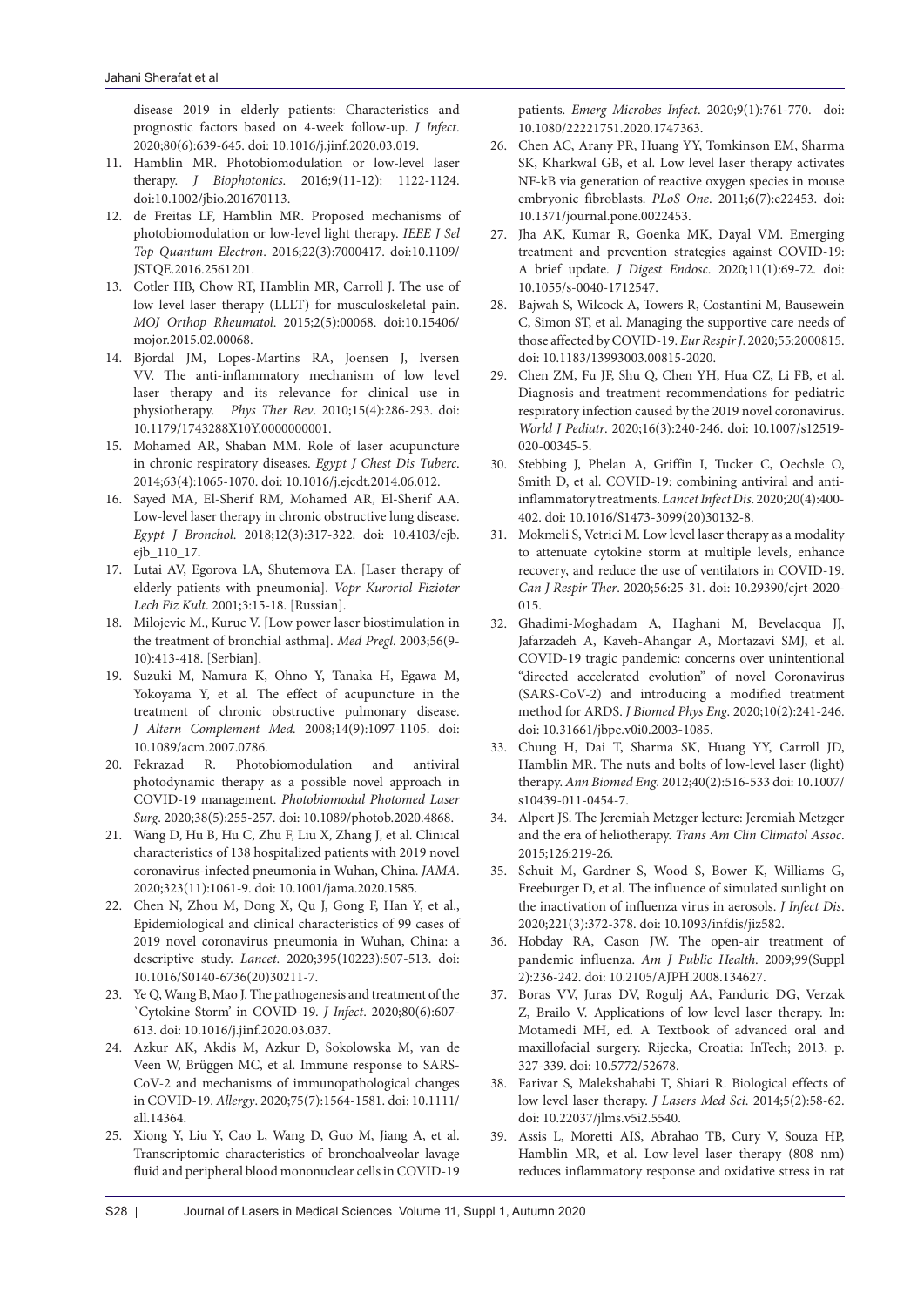disease 2019 in elderly patients: Characteristics and prognostic factors based on 4-week follow-up. *J Infect*. 2020;80(6):639-645. doi: 10.1016/j.jinf.2020.03.019.

11. Hamblin MR. Photobiomodulation or low-level laser therapy. *J Biophotonics*. 2016;9(11-12): 1122-1124. doi:10.1002/jbio.201670113.
12. de Freitas LF, Hamblin MR. Proposed mechanisms of photobiomodulation or low-level light therapy. *IEEE J Sel Top Quantum Electron*. 2016;22(3):7000417. doi:10.1109/JSTQE.2016.2561201.
13. Cotler HB, Chow RT, Hamblin MR, Carroll J. The use of low level laser therapy (LLLT) for musculoskeletal pain. *MOJ Orthop Rheumatol*. 2015;2(5):00068. doi:10.15406/mojor.2015.02.00068.
14. Bjordal JM, Lopes-Martins RA, Joensen J, Iversen VV. The anti-inflammatory mechanism of low level laser therapy and its relevance for clinical use in physiotherapy. *Phys Ther Rev*. 2010;15(4):286-293. doi: 10.1179/1743288X10Y.0000000001.
15. Mohamed AR, Shaban MM. Role of laser acupuncture in chronic respiratory diseases. *Egypt J Chest Dis Tuberc*. 2014;63(4):1065-1070. doi: 10.1016/j.ejcdt.2014.06.012.
16. Sayed MA, El-Sherif RM, Mohamed AR, El-Sherif AA. Low-level laser therapy in chronic obstructive lung disease. *Egypt J Bronchol*. 2018;12(3):317-322. doi: 10.4103/ejb.ejb_110_17.
17. Lutai AV, Egorova LA, Shutemova EA. [Laser therapy of elderly patients with pneumonia]. *Vopr Kurortol Fizioter Lech Fiz Kult*. 2001;3:15-18. [Russian].
18. Milojevic M., Kuruc V. [Low power laser biostimulation in the treatment of bronchial asthma]. *Med Pregl*. 2003;56(9-10):413-418. [Serbian].
19. Suzuki M, Namura K, Ohno Y, Tanaka H, Egawa M, Yokoyama Y, et al. The effect of acupuncture in the treatment of chronic obstructive pulmonary disease. *J Altern Complement Med.* 2008;14(9):1097-1105. doi: 10.1089/acm.2007.0786.
20. Fekrazad R. Photobiomodulation and antiviral photodynamic therapy as a possible novel approach in COVID-19 management. *Photobiomodul Photomed Laser Surg*. 2020;38(5):255-257. doi: 10.1089/photob.2020.4868.
21. Wang D, Hu B, Hu C, Zhu F, Liu X, Zhang J, et al. Clinical characteristics of 138 hospitalized patients with 2019 novel coronavirus-infected pneumonia in Wuhan, China. *JAMA*. 2020;323(11):1061-9. doi: 10.1001/jama.2020.1585.
22. Chen N, Zhou M, Dong X, Qu J, Gong F, Han Y, et al., Epidemiological and clinical characteristics of 99 cases of 2019 novel coronavirus pneumonia in Wuhan, China: a descriptive study. *Lancet*. 2020;395(10223):507-513. doi: 10.1016/S0140-6736(20)30211-7.
23. Ye Q, Wang B, Mao J. The pathogenesis and treatment of the `Cytokine Storm' in COVID-19. *J Infect*. 2020;80(6):607-613. doi: 10.1016/j.jinf.2020.03.037.
24. Azkur AK, Akdis M, Azkur D, Sokolowska M, van de Veen W, Brüggen MC, et al. Immune response to SARS-CoV-2 and mechanisms of immunopathological changes in COVID-19. *Allergy*. 2020;75(7):1564-1581. doi: 10.1111/all.14364.
25. Xiong Y, Liu Y, Cao L, Wang D, Guo M, Jiang A, et al. Transcriptomic characteristics of bronchoalveolar lavage fluid and peripheral blood mononuclear cells in COVID-19 patients. *Emerg Microbes Infect*. 2020;9(1):761-770. doi: 10.1080/22221751.2020.1747363.
26. Chen AC, Arany PR, Huang YY, Tomkinson EM, Sharma SK, Kharkwal GB, et al. Low level laser therapy activates NF-kB via generation of reactive oxygen species in mouse embryonic fibroblasts. *PLoS One*. 2011;6(7):e22453. doi: 10.1371/journal.pone.0022453.
27. Jha AK, Kumar R, Goenka MK, Dayal VM. Emerging treatment and prevention strategies against COVID-19: A brief update. *J Digest Endosc*. 2020;11(1):69-72. doi: 10.1055/s-0040-1712547.
28. Bajwah S, Wilcock A, Towers R, Costantini M, Bausewein C, Simon ST, et al. Managing the supportive care needs of those affected by COVID-19. *Eur Respir J*. 2020;55:2000815. doi: 10.1183/13993003.00815-2020.
29. Chen ZM, Fu JF, Shu Q, Chen YH, Hua CZ, Li FB, et al. Diagnosis and treatment recommendations for pediatric respiratory infection caused by the 2019 novel coronavirus. *World J Pediatr*. 2020;16(3):240-246. doi: 10.1007/s12519-020-00345-5.
30. Stebbing J, Phelan A, Griffin I, Tucker C, Oechsle O, Smith D, et al. COVID-19: combining antiviral and anti-inflammatory treatments. *Lancet Infect Dis*. 2020;20(4):400-402. doi: 10.1016/S1473-3099(20)30132-8.
31. Mokmeli S, Vetrici M. Low level laser therapy as a modality to attenuate cytokine storm at multiple levels, enhance recovery, and reduce the use of ventilators in COVID-19. *Can J Respir Ther*. 2020;56:25-31. doi: 10.29390/cjrt-2020-015.
32. Ghadimi-Moghadam A, Haghani M, Bevelacqua JJ, Jafarzadeh A, Kaveh-Ahangar A, Mortazavi SMJ, et al. COVID-19 tragic pandemic: concerns over unintentional "directed accelerated evolution" of novel Coronavirus (SARS-CoV-2) and introducing a modified treatment method for ARDS. *J Biomed Phys Eng*. 2020;10(2):241-246. doi: 10.31661/jbpe.v0i0.2003-1085.
33. Chung H, Dai T, Sharma SK, Huang YY, Carroll JD, Hamblin MR. The nuts and bolts of low-level laser (light) therapy. *Ann Biomed Eng*. 2012;40(2):516-533 doi: 10.1007/s10439-011-0454-7.
34. Alpert JS. The Jeremiah Metzger lecture: Jeremiah Metzger and the era of heliotherapy. *Trans Am Clin Climatol Assoc*. 2015;126:219-26.
35. Schuit M, Gardner S, Wood S, Bower K, Williams G, Freeburger D, et al. The influence of simulated sunlight on the inactivation of influenza virus in aerosols. *J Infect Dis*. 2020;221(3):372-378. doi: 10.1093/infdis/jiz582.
36. Hobday RA, Cason JW. The open-air treatment of pandemic influenza. *Am J Public Health*. 2009;99(Suppl 2):236-242. doi: 10.2105/AJPH.2008.134627.
37. Boras VV, Juras DV, Rogulj AA, Panduric DG, Verzak Z, Brailo V. Applications of low level laser therapy. In: Motamedi MH, ed. A Textbook of advanced oral and maxillofacial surgery. Rijecka, Croatia: InTech; 2013. p. 327-339. doi: 10.5772/52678.
38. Farivar S, Malekshahabi T, Shiari R. Biological effects of low level laser therapy. *J Lasers Med Sci*. 2014;5(2):58-62. doi: 10.22037/jlms.v5i2.5540.
39. Assis L, Moretti AIS, Abrahao TB, Cury V, Souza HP, Hamblin MR, et al. Low-level laser therapy (808 nm) reduces inflammatory response and oxidative stress in rat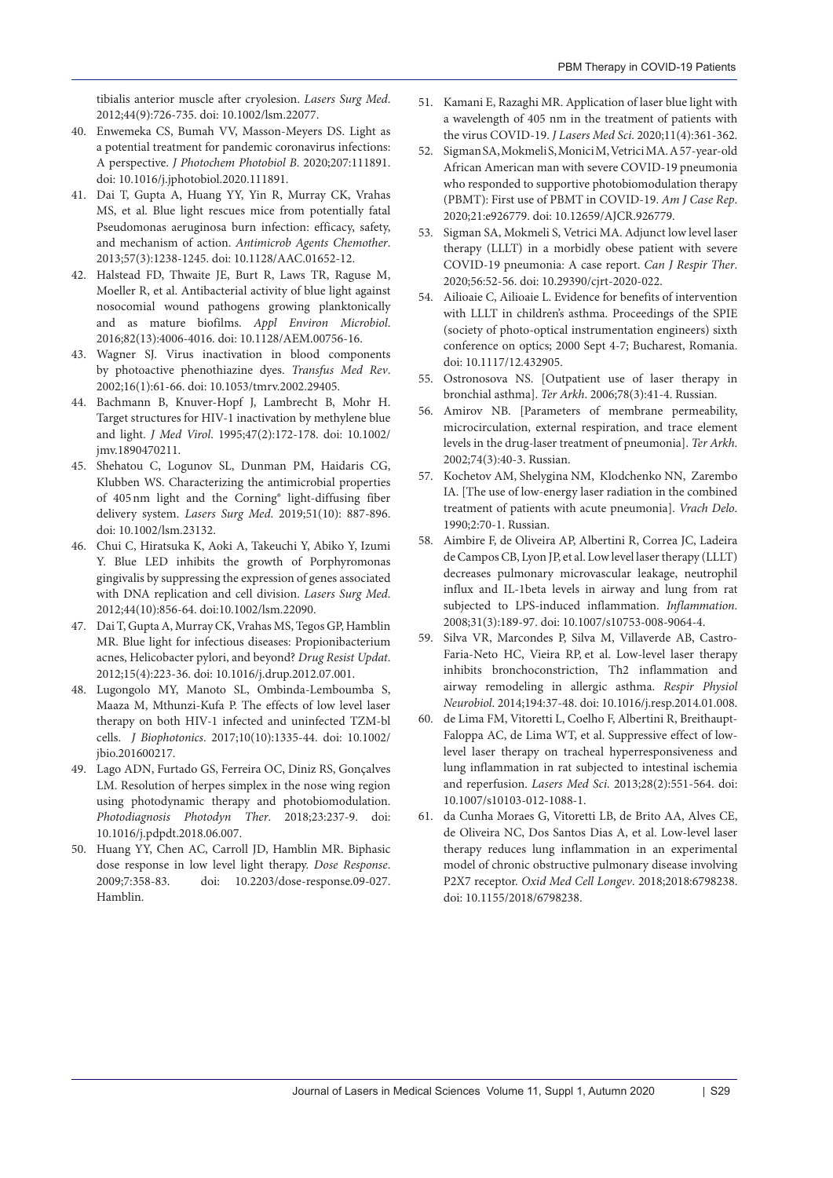tibialis anterior muscle after cryolesion. *Lasers Surg Med*. 2012;44(9):726-735. doi: 10.1002/lsm.22077.

40. Enwemeka CS, Bumah VV, Masson-Meyers DS. Light as a potential treatment for pandemic coronavirus infections: A perspective. *J Photochem Photobiol B*. 2020;207:111891. doi: 10.1016/j.jphotobiol.2020.111891.
41. Dai T, Gupta A, Huang YY, Yin R, Murray CK, Vrahas MS, et al. Blue light rescues mice from potentially fatal Pseudomonas aeruginosa burn infection: efficacy, safety, and mechanism of action. *Antimicrob Agents Chemother*. 2013;57(3):1238-1245. doi: 10.1128/AAC.01652-12.
42. Halstead FD, Thwaite JE, Burt R, Laws TR, Raguse M, Moeller R, et al. Antibacterial activity of blue light against nosocomial wound pathogens growing planktonically and as mature biofilms. *Appl Environ Microbiol*. 2016;82(13):4006-4016. doi: 10.1128/AEM.00756-16.
43. Wagner SJ. Virus inactivation in blood components by photoactive phenothiazine dyes. *Transfus Med Rev*. 2002;16(1):61-66. doi: 10.1053/tmrv.2002.29405.
44. Bachmann B, Knuver-Hopf J, Lambrecht B, Mohr H. Target structures for HIV-1 inactivation by methylene blue and light. *J Med Virol*. 1995;47(2):172-178. doi: 10.1002/jmv.1890470211.
45. Shehatou C, Logunov SL, Dunman PM, Haidaris CG, Klubben WS. Characterizing the antimicrobial properties of 405 nm light and the Corning® light-diffusing fiber delivery system. *Lasers Surg Med*. 2019;51(10): 887-896. doi: 10.1002/lsm.23132.
46. Chui C, Hiratsuka K, Aoki A, Takeuchi Y, Abiko Y, Izumi Y. Blue LED inhibits the growth of Porphyromonas gingivalis by suppressing the expression of genes associated with DNA replication and cell division. *Lasers Surg Med*. 2012;44(10):856-64. doi:10.1002/lsm.22090.
47. Dai T, Gupta A, Murray CK, Vrahas MS, Tegos GP, Hamblin MR. Blue light for infectious diseases: Propionibacterium acnes, Helicobacter pylori, and beyond? *Drug Resist Updat*. 2012;15(4):223-36. doi: 10.1016/j.drup.2012.07.001.
48. Lugongolo MY, Manoto SL, Ombinda-Lemboumba S, Maaza M, Mthunzi-Kufa P. The effects of low level laser therapy on both HIV-1 infected and uninfected TZM-bl cells. *J Biophotonics*. 2017;10(10):1335-44. doi: 10.1002/jbio.201600217.
49. Lago ADN, Furtado GS, Ferreira OC, Diniz RS, Gonçalves LM. Resolution of herpes simplex in the nose wing region using photodynamic therapy and photobiomodulation. *Photodiagnosis Photodyn Ther*. 2018;23:237-9. doi: 10.1016/j.pdpdt.2018.06.007.
50. Huang YY, Chen AC, Carroll JD, Hamblin MR. Biphasic dose response in low level light therapy. *Dose Response*. 2009;7:358-83. doi: 10.2203/dose-response.09-027. Hamblin.
51. Kamani E, Razaghi MR. Application of laser blue light with a wavelength of 405 nm in the treatment of patients with the virus COVID-19. *J Lasers Med Sci*. 2020;11(4):361-362.
52. Sigman SA, Mokmeli S, Monici M, Vetrici MA. A 57-year-old African American man with severe COVID-19 pneumonia who responded to supportive photobiomodulation therapy (PBMT): First use of PBMT in COVID-19. *Am J Case Rep*. 2020;21:e926779. doi: 10.12659/AJCR.926779.
53. Sigman SA, Mokmeli S, Vetrici MA. Adjunct low level laser therapy (LLLT) in a morbidly obese patient with severe COVID-19 pneumonia: A case report. *Can J Respir Ther*. 2020;56:52-56. doi: 10.29390/cjrt-2020-022.
54. Ailioaie C, Ailioaie L. Evidence for benefits of intervention with LLLT in children's asthma. Proceedings of the SPIE (society of photo-optical instrumentation engineers) sixth conference on optics; 2000 Sept 4-7; Bucharest, Romania. doi: 10.1117/12.432905.
55. Ostronosova NS. [Outpatient use of laser therapy in bronchial asthma]. *Ter Arkh*. 2006;78(3):41-4. Russian.
56. Amirov NB. [Parameters of membrane permeability, microcirculation, external respiration, and trace element levels in the drug-laser treatment of pneumonia]. *Ter Arkh*. 2002;74(3):40-3. Russian.
57. Kochetov AM, Shelygina NM, Klodchenko NN, Zarembo IA. [The use of low-energy laser radiation in the combined treatment of patients with acute pneumonia]. *Vrach Delo*. 1990;2:70-1. Russian.
58. Aimbire F, de Oliveira AP, Albertini R, Correa JC, Ladeira de Campos CB, Lyon JP, et al. Low level laser therapy (LLLT) decreases pulmonary microvascular leakage, neutrophil influx and IL-1beta levels in airway and lung from rat subjected to LPS-induced inflammation. *Inflammation*. 2008;31(3):189-97. doi: 10.1007/s10753-008-9064-4.
59. Silva VR, Marcondes P, Silva M, Villaverde AB, Castro-Faria-Neto HC, Vieira RP, et al. Low-level laser therapy inhibits bronchoconstriction, Th2 inflammation and airway remodeling in allergic asthma. *Respir Physiol Neurobiol*. 2014;194:37-48. doi: 10.1016/j.resp.2014.01.008.
60. de Lima FM, Vitoretti L, Coelho F, Albertini R, Breithaupt-Faloppa AC, de Lima WT, et al. Suppressive effect of low-level laser therapy on tracheal hyperresponsiveness and lung inflammation in rat subjected to intestinal ischemia and reperfusion. *Lasers Med Sci*. 2013;28(2):551-564. doi: 10.1007/s10103-012-1088-1.
61. da Cunha Moraes G, Vitoretti LB, de Brito AA, Alves CE, de Oliveira NC, Dos Santos Dias A, et al. Low-level laser therapy reduces lung inflammation in an experimental model of chronic obstructive pulmonary disease involving P2X7 receptor. *Oxid Med Cell Longev*. 2018;2018:6798238. doi: 10.1155/2018/6798238.